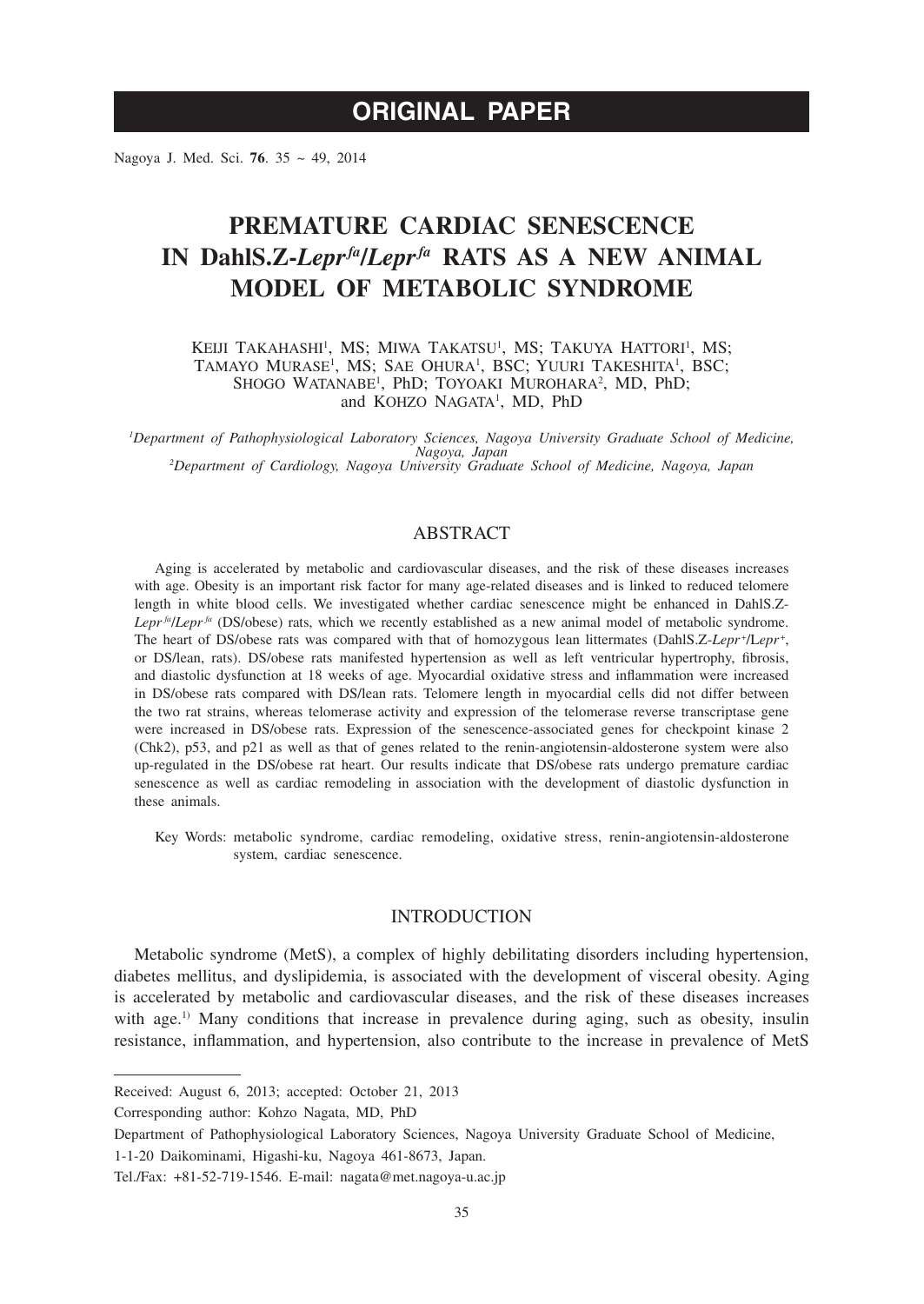ORIGINAL PAPER

# PREMATURE CARDIAC SENESCENCE IN DahlS.Z-*Lepr^fa^/Lepr^fa^* RATS AS A NEW ANIMAL MODEL OF METABOLIC SYNDROME

Keiji Takahashi[1], MS; Miwa Takatsu[1], MS; Takuya Hattori[1], MS; Tamayo Murase[1], MS; Sae Ohura[1], BSC; Yuuri Takeshita[1], BSC; Shogo Watanabe[1], PhD; Toyoaki Murohara[2], MD, PhD; and Kohzo Nagata[1], MD, PhD

[1]*Department of Pathophysiological Laboratory Sciences, Nagoya University Graduate School of Medicine, Nagoya, Japan*
[2]*Department of Cardiology, Nagoya University Graduate School of Medicine, Nagoya, Japan*

## ABSTRACT

Aging is accelerated by metabolic and cardiovascular diseases, and the risk of these diseases increases with age. Obesity is an important risk factor for many age-related diseases and is linked to reduced telomere length in white blood cells. We investigated whether cardiac senescence might be enhanced in DahlS.Z-*Lepr^fa^/Lepr^fa^* (DS/obese) rats, which we recently established as a new animal model of metabolic syndrome. The heart of DS/obese rats was compared with that of homozygous lean littermates (DahlS.Z-*Lepr^+^/Lepr^+^*, or DS/lean, rats). DS/obese rats manifested hypertension as well as left ventricular hypertrophy, fibrosis, and diastolic dysfunction at 18 weeks of age. Myocardial oxidative stress and inflammation were increased in DS/obese rats compared with DS/lean rats. Telomere length in myocardial cells did not differ between the two rat strains, whereas telomerase activity and expression of the telomerase reverse transcriptase gene were increased in DS/obese rats. Expression of the senescence-associated genes for checkpoint kinase 2 (Chk2), p53, and p21 as well as that of genes related to the renin-angiotensin-aldosterone system were also up-regulated in the DS/obese rat heart. Our results indicate that DS/obese rats undergo premature cardiac senescence as well as cardiac remodeling in association with the development of diastolic dysfunction in these animals.

Key Words: metabolic syndrome, cardiac remodeling, oxidative stress, renin-angiotensin-aldosterone system, cardiac senescence.

## INTRODUCTION

Metabolic syndrome (MetS), a complex of highly debilitating disorders including hypertension, diabetes mellitus, and dyslipidemia, is associated with the development of visceral obesity. Aging is accelerated by metabolic and cardiovascular diseases, and the risk of these diseases increases with age.[1] Many conditions that increase in prevalence during aging, such as obesity, insulin resistance, inflammation, and hypertension, also contribute to the increase in prevalence of MetS

---

Received: August 6, 2013; accepted: October 21, 2013

Corresponding author: Kohzo Nagata, MD, PhD

Department of Pathophysiological Laboratory Sciences, Nagoya University Graduate School of Medicine, 1-1-20 Daikominami, Higashi-ku, Nagoya 461-8673, Japan.

Tel./Fax: +81-52-719-1546. E-mail: nagata@met.nagoya-u.ac.jp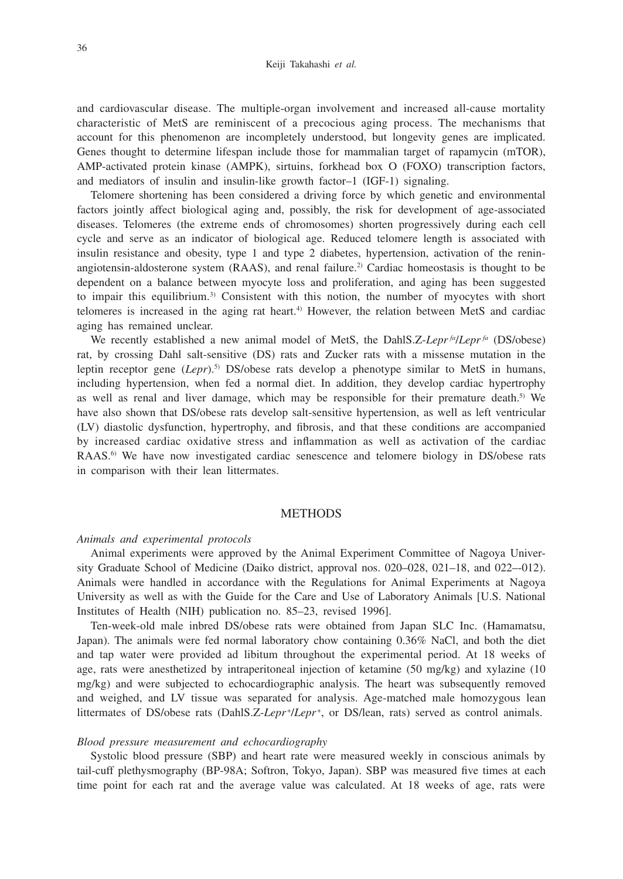and cardiovascular disease. The multiple-organ involvement and increased all-cause mortality characteristic of MetS are reminiscent of a precocious aging process. The mechanisms that account for this phenomenon are incompletely understood, but longevity genes are implicated. Genes thought to determine lifespan include those for mammalian target of rapamycin (mTOR), AMP-activated protein kinase (AMPK), sirtuins, forkhead box O (FOXO) transcription factors, and mediators of insulin and insulin-like growth factor–1 (IGF-1) signaling.

Telomere shortening has been considered a driving force by which genetic and environmental factors jointly affect biological aging and, possibly, the risk for development of age-associated diseases. Telomeres (the extreme ends of chromosomes) shorten progressively during each cell cycle and serve as an indicator of biological age. Reduced telomere length is associated with insulin resistance and obesity, type 1 and type 2 diabetes, hypertension, activation of the renin-angiotensin-aldosterone system (RAAS), and renal failure.[2] Cardiac homeostasis is thought to be dependent on a balance between myocyte loss and proliferation, and aging has been suggested to impair this equilibrium.[3] Consistent with this notion, the number of myocytes with short telomeres is increased in the aging rat heart.[4] However, the relation between MetS and cardiac aging has remained unclear.

We recently established a new animal model of MetS, the DahlS.Z-*Lepr*$^{fa}$/*Lepr*$^{fa}$ (DS/obese) rat, by crossing Dahl salt-sensitive (DS) rats and Zucker rats with a missense mutation in the leptin receptor gene (*Lepr*).[5] DS/obese rats develop a phenotype similar to MetS in humans, including hypertension, when fed a normal diet. In addition, they develop cardiac hypertrophy as well as renal and liver damage, which may be responsible for their premature death.[5] We have also shown that DS/obese rats develop salt-sensitive hypertension, as well as left ventricular (LV) diastolic dysfunction, hypertrophy, and fibrosis, and that these conditions are accompanied by increased cardiac oxidative stress and inflammation as well as activation of the cardiac RAAS.[6] We have now investigated cardiac senescence and telomere biology in DS/obese rats in comparison with their lean littermates.

## METHODS

*Animals and experimental protocols*

Animal experiments were approved by the Animal Experiment Committee of Nagoya University Graduate School of Medicine (Daiko district, approval nos. 020–028, 021–18, and 022–-012). Animals were handled in accordance with the Regulations for Animal Experiments at Nagoya University as well as with the Guide for the Care and Use of Laboratory Animals [U.S. National Institutes of Health (NIH) publication no. 85–23, revised 1996].

Ten-week-old male inbred DS/obese rats were obtained from Japan SLC Inc. (Hamamatsu, Japan). The animals were fed normal laboratory chow containing 0.36% NaCl, and both the diet and tap water were provided ad libitum throughout the experimental period. At 18 weeks of age, rats were anesthetized by intraperitoneal injection of ketamine (50 mg/kg) and xylazine (10 mg/kg) and were subjected to echocardiographic analysis. The heart was subsequently removed and weighed, and LV tissue was separated for analysis. Age-matched male homozygous lean littermates of DS/obese rats (DahlS.Z-*Lepr*$^{+}$/*Lepr*$^{+}$, or DS/lean, rats) served as control animals.

*Blood pressure measurement and echocardiography*

Systolic blood pressure (SBP) and heart rate were measured weekly in conscious animals by tail-cuff plethysmography (BP-98A; Softron, Tokyo, Japan). SBP was measured five times at each time point for each rat and the average value was calculated. At 18 weeks of age, rats were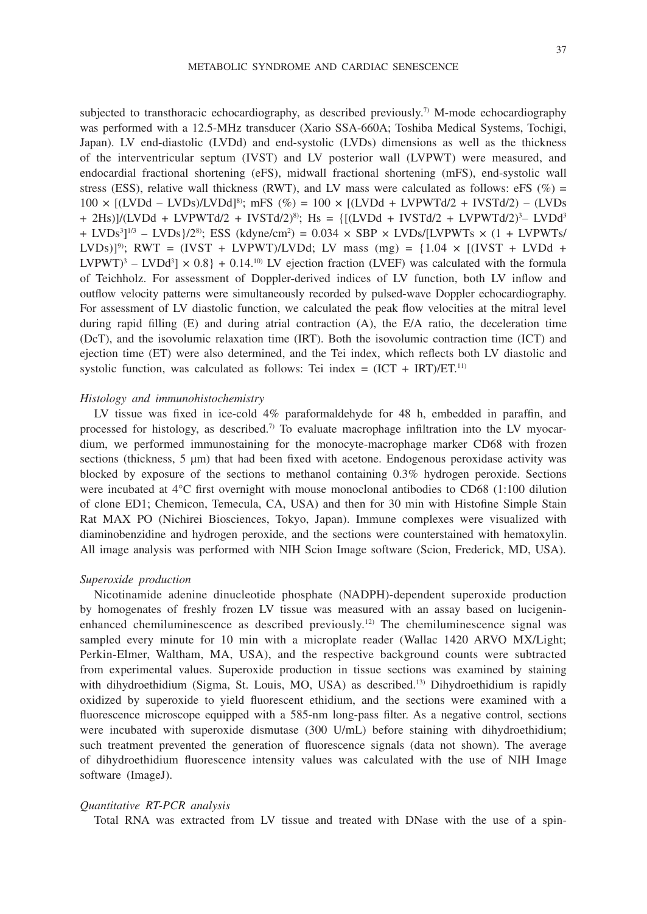subjected to transthoracic echocardiography, as described previously.[7] M-mode echocardiography was performed with a 12.5-MHz transducer (Xario SSA-660A; Toshiba Medical Systems, Tochigi, Japan). LV end-diastolic (LVDd) and end-systolic (LVDs) dimensions as well as the thickness of the interventricular septum (IVST) and LV posterior wall (LVPWT) were measured, and endocardial fractional shortening (eFS), midwall fractional shortening (mFS), end-systolic wall stress (ESS), relative wall thickness (RWT), and LV mass were calculated as follows: eFS (%) = $100 \times [(LVDd - LVDs)/LVDd]$[8]; mFS (%) = $100 \times [(LVDd + LVPWTd/2 + IVSTd/2) - (LVDs + 2Hs)]/(LVDd + LVPWTd/2 + IVSTd/2)$[8]; $Hs = \{[(LVDd + IVSTd/2 + LVPWTd/2)^3 - LVDd^3 + LVDs^3]^{1/3} - LVDs\}/2$[8]; ESS (kdyne/cm$^2$) = $0.034 \times SBP \times LVDs/[LVPWTs \times (1 + LVPWTs/LVDs)]$[9]; RWT = (IVST + LVPWT)/LVDd; LV mass (mg) = $\{1.04 \times [(IVST + LVDd + LVPWT)^3 - LVDd^3] \times 0.8\} + 0.14$.[10] LV ejection fraction (LVEF) was calculated with the formula of Teichholz. For assessment of Doppler-derived indices of LV function, both LV inflow and outflow velocity patterns were simultaneously recorded by pulsed-wave Doppler echocardiography. For assessment of LV diastolic function, we calculated the peak flow velocities at the mitral level during rapid filling (E) and during atrial contraction (A), the E/A ratio, the deceleration time (DcT), and the isovolumic relaxation time (IRT). Both the isovolumic contraction time (ICT) and ejection time (ET) were also determined, and the Tei index, which reflects both LV diastolic and systolic function, was calculated as follows: Tei index = (ICT + IRT)/ET.[11]

*Histology and immunohistochemistry*

LV tissue was fixed in ice-cold 4% paraformaldehyde for 48 h, embedded in paraffin, and processed for histology, as described.[7] To evaluate macrophage infiltration into the LV myocardium, we performed immunostaining for the monocyte-macrophage marker CD68 with frozen sections (thickness, 5 μm) that had been fixed with acetone. Endogenous peroxidase activity was blocked by exposure of the sections to methanol containing 0.3% hydrogen peroxide. Sections were incubated at 4°C first overnight with mouse monoclonal antibodies to CD68 (1:100 dilution of clone ED1; Chemicon, Temecula, CA, USA) and then for 30 min with Histofine Simple Stain Rat MAX PO (Nichirei Biosciences, Tokyo, Japan). Immune complexes were visualized with diaminobenzidine and hydrogen peroxide, and the sections were counterstained with hematoxylin. All image analysis was performed with NIH Scion Image software (Scion, Frederick, MD, USA).

*Superoxide production*

Nicotinamide adenine dinucleotide phosphate (NADPH)-dependent superoxide production by homogenates of freshly frozen LV tissue was measured with an assay based on lucigenin-enhanced chemiluminescence as described previously.[12] The chemiluminescence signal was sampled every minute for 10 min with a microplate reader (Wallac 1420 ARVO MX/Light; Perkin-Elmer, Waltham, MA, USA), and the respective background counts were subtracted from experimental values. Superoxide production in tissue sections was examined by staining with dihydroethidium (Sigma, St. Louis, MO, USA) as described.[13] Dihydroethidium is rapidly oxidized by superoxide to yield fluorescent ethidium, and the sections were examined with a fluorescence microscope equipped with a 585-nm long-pass filter. As a negative control, sections were incubated with superoxide dismutase (300 U/mL) before staining with dihydroethidium; such treatment prevented the generation of fluorescence signals (data not shown). The average of dihydroethidium fluorescence intensity values was calculated with the use of NIH Image software (ImageJ).

*Quantitative RT-PCR analysis*

Total RNA was extracted from LV tissue and treated with DNase with the use of a spin-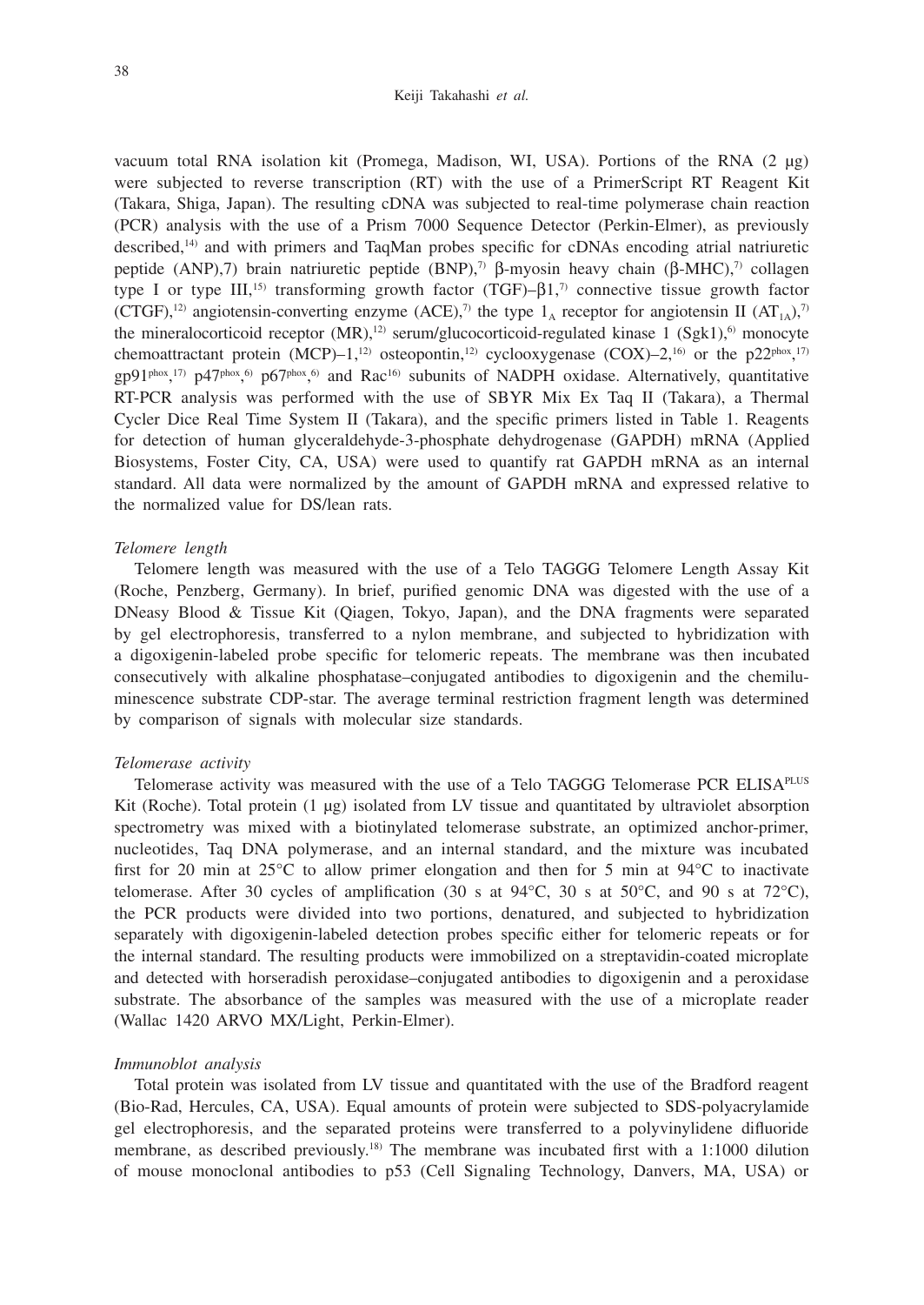vacuum total RNA isolation kit (Promega, Madison, WI, USA). Portions of the RNA (2 μg) were subjected to reverse transcription (RT) with the use of a PrimerScript RT Reagent Kit (Takara, Shiga, Japan). The resulting cDNA was subjected to real-time polymerase chain reaction (PCR) analysis with the use of a Prism 7000 Sequence Detector (Perkin-Elmer), as previously described,[14] and with primers and TaqMan probes specific for cDNAs encoding atrial natriuretic peptide (ANP),7) brain natriuretic peptide (BNP),[7] β-myosin heavy chain (β-MHC),[7] collagen type I or type III,[15] transforming growth factor (TGF)–β1,[7] connective tissue growth factor (CTGF),[12] angiotensin-converting enzyme (ACE),[7] the type $1_A$ receptor for angiotensin II ($AT_{1A}$),[7] the mineralocorticoid receptor (MR),[12] serum/glucocorticoid-regulated kinase 1 (Sgk1),[6] monocyte chemoattractant protein (MCP)–1,[12] osteopontin,[12] cyclooxygenase (COX)–2,[16] or the $p22^{phox}$,[17] $gp91^{phox}$,[17] $p47^{phox}$,[6] $p67^{phox}$,[6] and Rac[16] subunits of NADPH oxidase. Alternatively, quantitative RT-PCR analysis was performed with the use of SBYR Mix Ex Taq II (Takara), a Thermal Cycler Dice Real Time System II (Takara), and the specific primers listed in Table 1. Reagents for detection of human glyceraldehyde-3-phosphate dehydrogenase (GAPDH) mRNA (Applied Biosystems, Foster City, CA, USA) were used to quantify rat GAPDH mRNA as an internal standard. All data were normalized by the amount of GAPDH mRNA and expressed relative to the normalized value for DS/lean rats.

*Telomere length*

Telomere length was measured with the use of a Telo TAGGG Telomere Length Assay Kit (Roche, Penzberg, Germany). In brief, purified genomic DNA was digested with the use of a DNeasy Blood & Tissue Kit (Qiagen, Tokyo, Japan), and the DNA fragments were separated by gel electrophoresis, transferred to a nylon membrane, and subjected to hybridization with a digoxigenin-labeled probe specific for telomeric repeats. The membrane was then incubated consecutively with alkaline phosphatase–conjugated antibodies to digoxigenin and the chemiluminescence substrate CDP-star. The average terminal restriction fragment length was determined by comparison of signals with molecular size standards.

*Telomerase activity*

Telomerase activity was measured with the use of a Telo TAGGG Telomerase PCR ELISA$^{PLUS}$ Kit (Roche). Total protein (1 μg) isolated from LV tissue and quantitated by ultraviolet absorption spectrometry was mixed with a biotinylated telomerase substrate, an optimized anchor-primer, nucleotides, Taq DNA polymerase, and an internal standard, and the mixture was incubated first for 20 min at 25°C to allow primer elongation and then for 5 min at 94°C to inactivate telomerase. After 30 cycles of amplification (30 s at 94°C, 30 s at 50°C, and 90 s at 72°C), the PCR products were divided into two portions, denatured, and subjected to hybridization separately with digoxigenin-labeled detection probes specific either for telomeric repeats or for the internal standard. The resulting products were immobilized on a streptavidin-coated microplate and detected with horseradish peroxidase–conjugated antibodies to digoxigenin and a peroxidase substrate. The absorbance of the samples was measured with the use of a microplate reader (Wallac 1420 ARVO MX/Light, Perkin-Elmer).

*Immunoblot analysis*

Total protein was isolated from LV tissue and quantitated with the use of the Bradford reagent (Bio-Rad, Hercules, CA, USA). Equal amounts of protein were subjected to SDS-polyacrylamide gel electrophoresis, and the separated proteins were transferred to a polyvinylidene difluoride membrane, as described previously.[18] The membrane was incubated first with a 1:1000 dilution of mouse monoclonal antibodies to p53 (Cell Signaling Technology, Danvers, MA, USA) or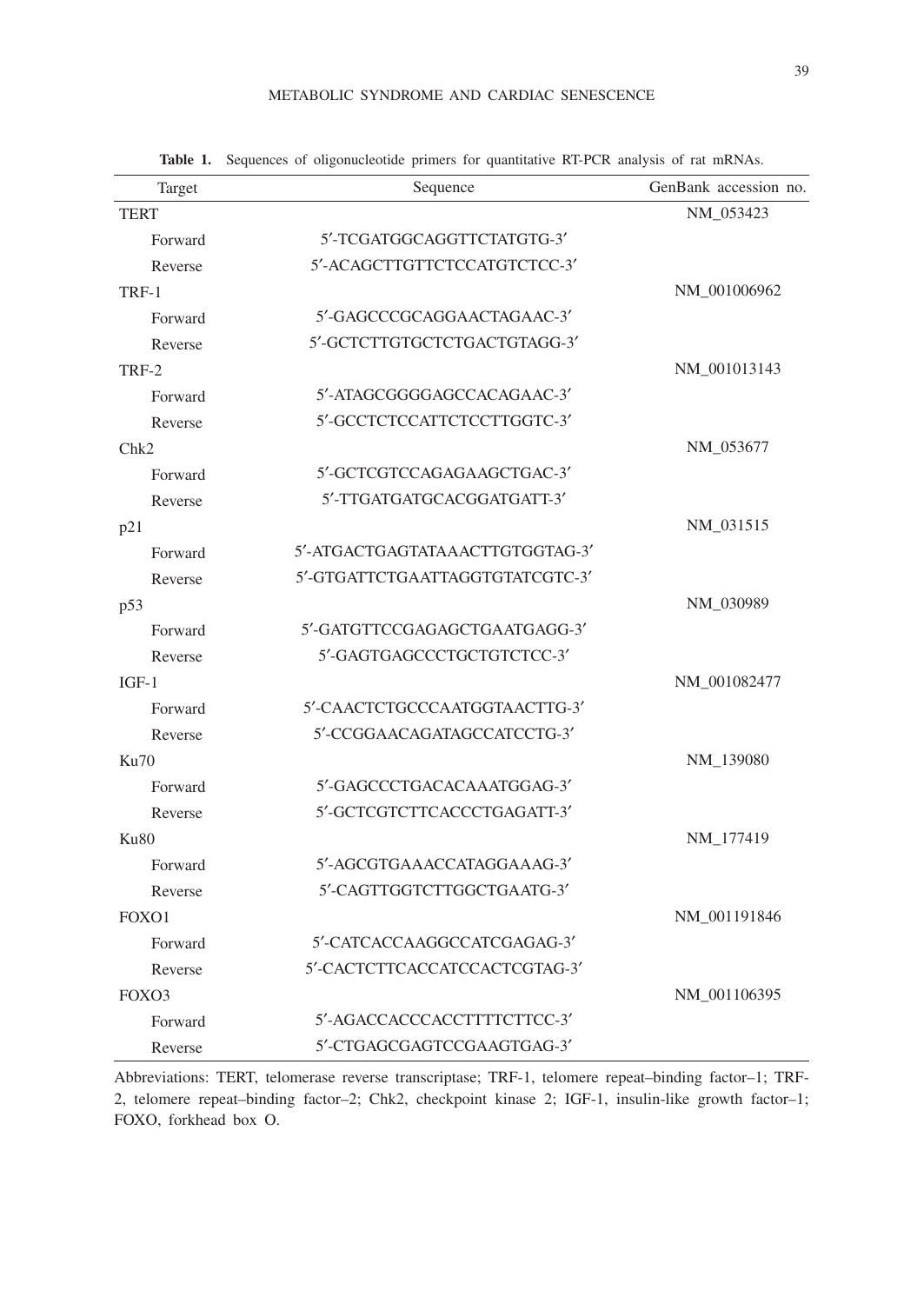**Table 1.** Sequences of oligonucleotide primers for quantitative RT-PCR analysis of rat mRNAs.

| Target | Sequence | GenBank accession no. |
|---|---|---|
| TERT | | NM_053423 |
| Forward | 5′-TCGATGGCAGGTTCTATGTG-3′ | |
| Reverse | 5′-ACAGCTTGTTCTCCATGTCTCC-3′ | |
| TRF-1 | | NM_001006962 |
| Forward | 5′-GAGCCCGCAGGAACTAGAAC-3′ | |
| Reverse | 5′-GCTCTTGTGCTCTGACTGTAGG-3′ | |
| TRF-2 | | NM_001013143 |
| Forward | 5′-ATAGCGGGGAGCCACAGAAC-3′ | |
| Reverse | 5′-GCCTCTCCATTCTCCTTGGTC-3′ | |
| Chk2 | | NM_053677 |
| Forward | 5′-GCTCGTCCAGAGAAGCTGAC-3′ | |
| Reverse | 5′-TTGATGATGCACGGATGATT-3′ | |
| p21 | | NM_031515 |
| Forward | 5′-ATGACTGAGTATAAACTTGTGGTAG-3′ | |
| Reverse | 5′-GTGATTCTGAATTAGGTGTATCGTC-3′ | |
| p53 | | NM_030989 |
| Forward | 5′-GATGTTCCGAGAGCTGAATGAGG-3′ | |
| Reverse | 5′-GAGTGAGCCCTGCTGTCTCC-3′ | |
| IGF-1 | | NM_001082477 |
| Forward | 5′-CAACTCTGCCCAATGGTAACTTG-3′ | |
| Reverse | 5′-CCGGAACAGATAGCCATCCTG-3′ | |
| Ku70 | | NM_139080 |
| Forward | 5′-GAGCCCTGACACAAATGGAG-3′ | |
| Reverse | 5′-GCTCGTCTTCACCCTGAGATT-3′ | |
| Ku80 | | NM_177419 |
| Forward | 5′-AGCGTGAAACCATAGGAAAG-3′ | |
| Reverse | 5′-CAGTTGGTCTTGGCTGAATG-3′ | |
| FOXO1 | | NM_001191846 |
| Forward | 5′-CATCACCAAGGCCATCGAGAG-3′ | |
| Reverse | 5′-CACTCTTCACCATCCACTCGTAG-3′ | |
| FOXO3 | | NM_001106395 |
| Forward | 5′-AGACCACCCACCTTTTCTTCC-3′ | |
| Reverse | 5′-CTGAGCGAGTCCGAAGTGAG-3′ | |

Abbreviations: TERT, telomerase reverse transcriptase; TRF-1, telomere repeat–binding factor–1; TRF-2, telomere repeat–binding factor–2; Chk2, checkpoint kinase 2; IGF-1, insulin-like growth factor–1; FOXO, forkhead box O.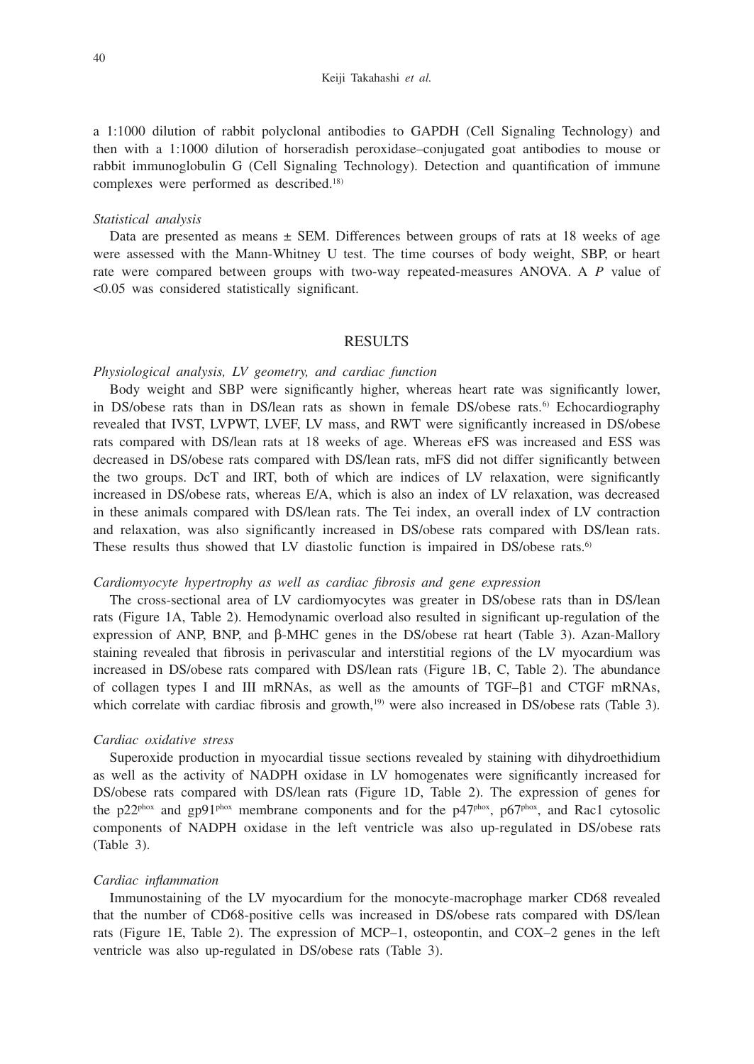a 1:1000 dilution of rabbit polyclonal antibodies to GAPDH (Cell Signaling Technology) and then with a 1:1000 dilution of horseradish peroxidase–conjugated goat antibodies to mouse or rabbit immunoglobulin G (Cell Signaling Technology). Detection and quantification of immune complexes were performed as described.[18)]

*Statistical analysis*

Data are presented as means ± SEM. Differences between groups of rats at 18 weeks of age were assessed with the Mann-Whitney U test. The time courses of body weight, SBP, or heart rate were compared between groups with two-way repeated-measures ANOVA. A *P* value of <0.05 was considered statistically significant.

## RESULTS

*Physiological analysis, LV geometry, and cardiac function*

Body weight and SBP were significantly higher, whereas heart rate was significantly lower, in DS/obese rats than in DS/lean rats as shown in female DS/obese rats.[6)] Echocardiography revealed that IVST, LVPWT, LVEF, LV mass, and RWT were significantly increased in DS/obese rats compared with DS/lean rats at 18 weeks of age. Whereas eFS was increased and ESS was decreased in DS/obese rats compared with DS/lean rats, mFS did not differ significantly between the two groups. DcT and IRT, both of which are indices of LV relaxation, were significantly increased in DS/obese rats, whereas E/A, which is also an index of LV relaxation, was decreased in these animals compared with DS/lean rats. The Tei index, an overall index of LV contraction and relaxation, was also significantly increased in DS/obese rats compared with DS/lean rats. These results thus showed that LV diastolic function is impaired in DS/obese rats.[6)]

*Cardiomyocyte hypertrophy as well as cardiac fibrosis and gene expression*

The cross-sectional area of LV cardiomyocytes was greater in DS/obese rats than in DS/lean rats (Figure 1A, Table 2). Hemodynamic overload also resulted in significant up-regulation of the expression of ANP, BNP, and β-MHC genes in the DS/obese rat heart (Table 3). Azan-Mallory staining revealed that fibrosis in perivascular and interstitial regions of the LV myocardium was increased in DS/obese rats compared with DS/lean rats (Figure 1B, C, Table 2). The abundance of collagen types I and III mRNAs, as well as the amounts of TGF–β1 and CTGF mRNAs, which correlate with cardiac fibrosis and growth,[19)] were also increased in DS/obese rats (Table 3).

*Cardiac oxidative stress*

Superoxide production in myocardial tissue sections revealed by staining with dihydroethidium as well as the activity of NADPH oxidase in LV homogenates were significantly increased for DS/obese rats compared with DS/lean rats (Figure 1D, Table 2). The expression of genes for the $p22^{phox}$ and $gp91^{phox}$ membrane components and for the $p47^{phox}$, $p67^{phox}$, and Rac1 cytosolic components of NADPH oxidase in the left ventricle was also up-regulated in DS/obese rats (Table 3).

*Cardiac inflammation*

Immunostaining of the LV myocardium for the monocyte-macrophage marker CD68 revealed that the number of CD68-positive cells was increased in DS/obese rats compared with DS/lean rats (Figure 1E, Table 2). The expression of MCP–1, osteopontin, and COX–2 genes in the left ventricle was also up-regulated in DS/obese rats (Table 3).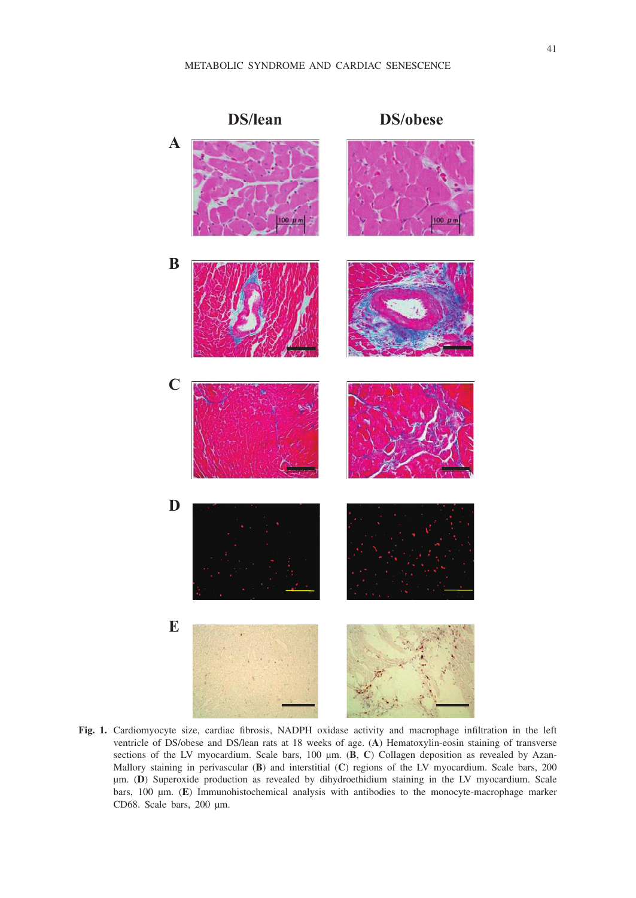**Fig. 1.** Cardiomyocyte size, cardiac fibrosis, NADPH oxidase activity and macrophage infiltration in the left ventricle of DS/obese and DS/lean rats at 18 weeks of age. (**A**) Hematoxylin-eosin staining of transverse sections of the LV myocardium. Scale bars, 100 μm. (**B**, **C**) Collagen deposition as revealed by Azan-Mallory staining in perivascular (**B**) and interstitial (**C**) regions of the LV myocardium. Scale bars, 200 μm. (**D**) Superoxide production as revealed by dihydroethidium staining in the LV myocardium. Scale bars, 100 μm. (**E**) Immunohistochemical analysis with antibodies to the monocyte-macrophage marker CD68. Scale bars, 200 μm.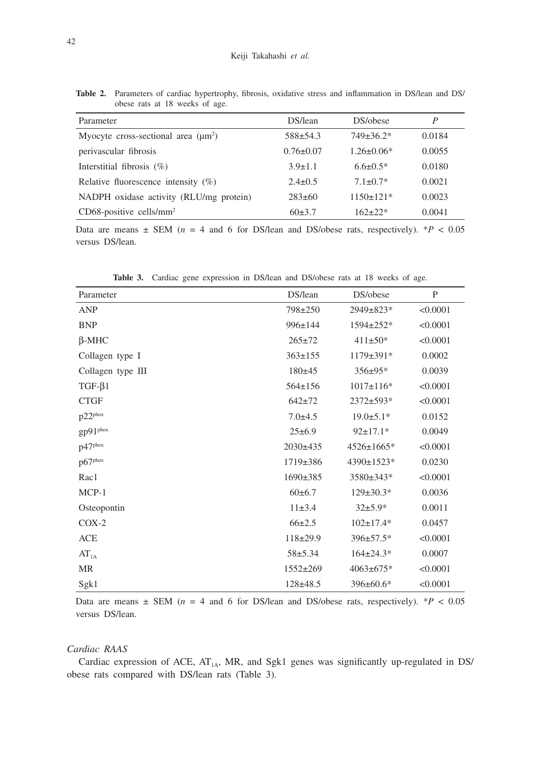**Table 2.** Parameters of cardiac hypertrophy, fibrosis, oxidative stress and inflammation in DS/lean and DS/obese rats at 18 weeks of age.

| Parameter | DS/lean | DS/obese | *P* |
|---|---|---|---|
| Myocyte cross-sectional area ($\mu m^2$) | 588±54.3 | 749±36.2* | 0.0184 |
| perivascular fibrosis | 0.76±0.07 | 1.26±0.06* | 0.0055 |
| Interstitial fibrosis (%) | 3.9±1.1 | 6.6±0.5* | 0.0180 |
| Relative fluorescence intensity (%) | 2.4±0.5 | 7.1±0.7* | 0.0021 |
| NADPH oxidase activity (RLU/mg protein) | 283±60 | 1150±121* | 0.0023 |
| CD68-positive cells/$mm^2$ | 60±3.7 | 162±22* | 0.0041 |

Data are means ± SEM (*n* = 4 and 6 for DS/lean and DS/obese rats, respectively). *$P < 0.05$ versus DS/lean.

**Table 3.** Cardiac gene expression in DS/lean and DS/obese rats at 18 weeks of age.

| Parameter | DS/lean | DS/obese | P |
|---|---|---|---|
| ANP | 798±250 | 2949±823* | <0.0001 |
| BNP | 996±144 | 1594±252* | <0.0001 |
| β-MHC | 265±72 | 411±50* | <0.0001 |
| Collagen type I | 363±155 | 1179±391* | 0.0002 |
| Collagen type III | 180±45 | 356±95* | 0.0039 |
| TGF-β1 | 564±156 | 1017±116* | <0.0001 |
| CTGF | 642±72 | 2372±593* | <0.0001 |
| $p22^{phox}$ | 7.0±4.5 | 19.0±5.1* | 0.0152 |
| $gp91^{phox}$ | 25±6.9 | 92±17.1* | 0.0049 |
| $p47^{phox}$ | 2030±435 | 4526±1665* | <0.0001 |
| $p67^{phox}$ | 1719±386 | 4390±1523* | 0.0230 |
| Rac1 | 1690±385 | 3580±343* | <0.0001 |
| MCP-1 | 60±6.7 | 129±30.3* | 0.0036 |
| Osteopontin | 11±3.4 | 32±5.9* | 0.0011 |
| COX-2 | 66±2.5 | 102±17.4* | 0.0457 |
| ACE | 118±29.9 | 396±57.5* | <0.0001 |
| $AT_{1A}$ | 58±5.34 | 164±24.3* | 0.0007 |
| MR | 1552±269 | 4063±675* | <0.0001 |
| Sgk1 | 128±48.5 | 396±60.6* | <0.0001 |

Data are means ± SEM (*n* = 4 and 6 for DS/lean and DS/obese rats, respectively). *$P < 0.05$ versus DS/lean.

*Cardiac RAAS*

Cardiac expression of ACE, $AT_{1A}$, MR, and Sgk1 genes was significantly up-regulated in DS/obese rats compared with DS/lean rats (Table 3).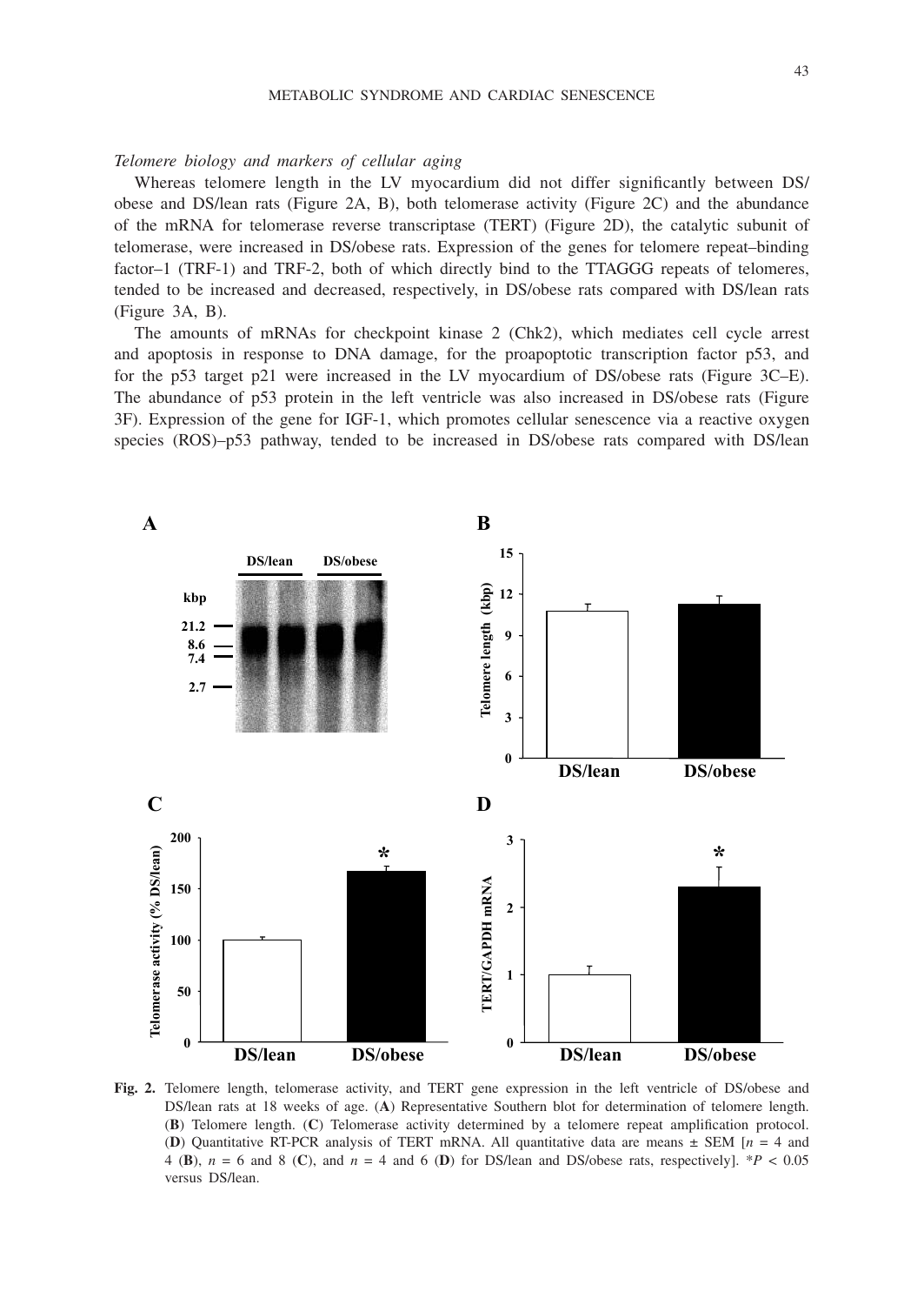*Telomere biology and markers of cellular aging*

Whereas telomere length in the LV myocardium did not differ significantly between DS/obese and DS/lean rats (Figure 2A, B), both telomerase activity (Figure 2C) and the abundance of the mRNA for telomerase reverse transcriptase (TERT) (Figure 2D), the catalytic subunit of telomerase, were increased in DS/obese rats. Expression of the genes for telomere repeat–binding factor–1 (TRF-1) and TRF-2, both of which directly bind to the TTAGGG repeats of telomeres, tended to be increased and decreased, respectively, in DS/obese rats compared with DS/lean rats (Figure 3A, B).

The amounts of mRNAs for checkpoint kinase 2 (Chk2), which mediates cell cycle arrest and apoptosis in response to DNA damage, for the proapoptotic transcription factor p53, and for the p53 target p21 were increased in the LV myocardium of DS/obese rats (Figure 3C–E). The abundance of p53 protein in the left ventricle was also increased in DS/obese rats (Figure 3F). Expression of the gene for IGF-1, which promotes cellular senescence via a reactive oxygen species (ROS)–p53 pathway, tended to be increased in DS/obese rats compared with DS/lean

**Fig. 2.** Telomere length, telomerase activity, and TERT gene expression in the left ventricle of DS/obese and DS/lean rats at 18 weeks of age. (**A**) Representative Southern blot for determination of telomere length. (**B**) Telomere length. (**C**) Telomerase activity determined by a telomere repeat amplification protocol. (**D**) Quantitative RT-PCR analysis of TERT mRNA. All quantitative data are means ± SEM [$n$ = 4 and 4 (**B**), $n$ = 6 and 8 (**C**), and $n$ = 4 and 6 (**D**) for DS/lean and DS/obese rats, respectively]. *$P < 0.05$ versus DS/lean.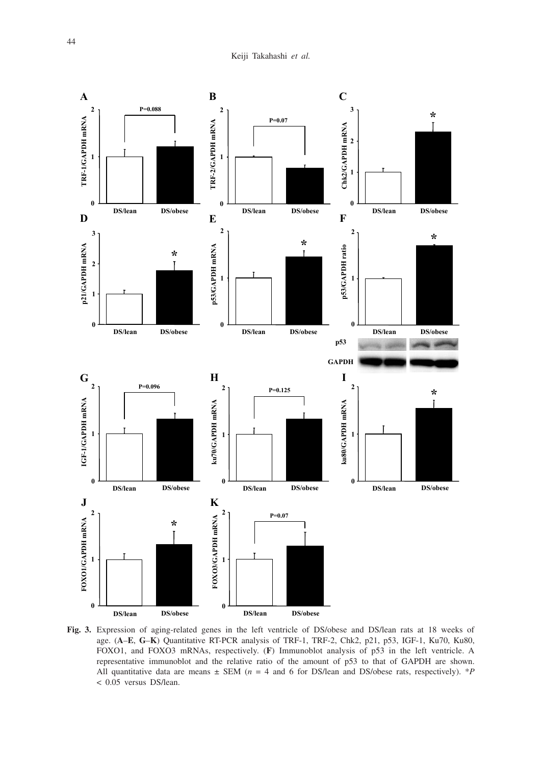**Fig. 3.** Expression of aging-related genes in the left ventricle of DS/obese and DS/lean rats at 18 weeks of age. (**A**–**E**, **G**–**K**) Quantitative RT-PCR analysis of TRF-1, TRF-2, Chk2, p21, p53, IGF-1, Ku70, Ku80, FOXO1, and FOXO3 mRNAs, respectively. (**F**) Immunoblot analysis of p53 in the left ventricle. A representative immunoblot and the relative ratio of the amount of p53 to that of GAPDH are shown. All quantitative data are means ± SEM ($n$ = 4 and 6 for DS/lean and DS/obese rats, respectively). $^*P < 0.05$ versus DS/lean.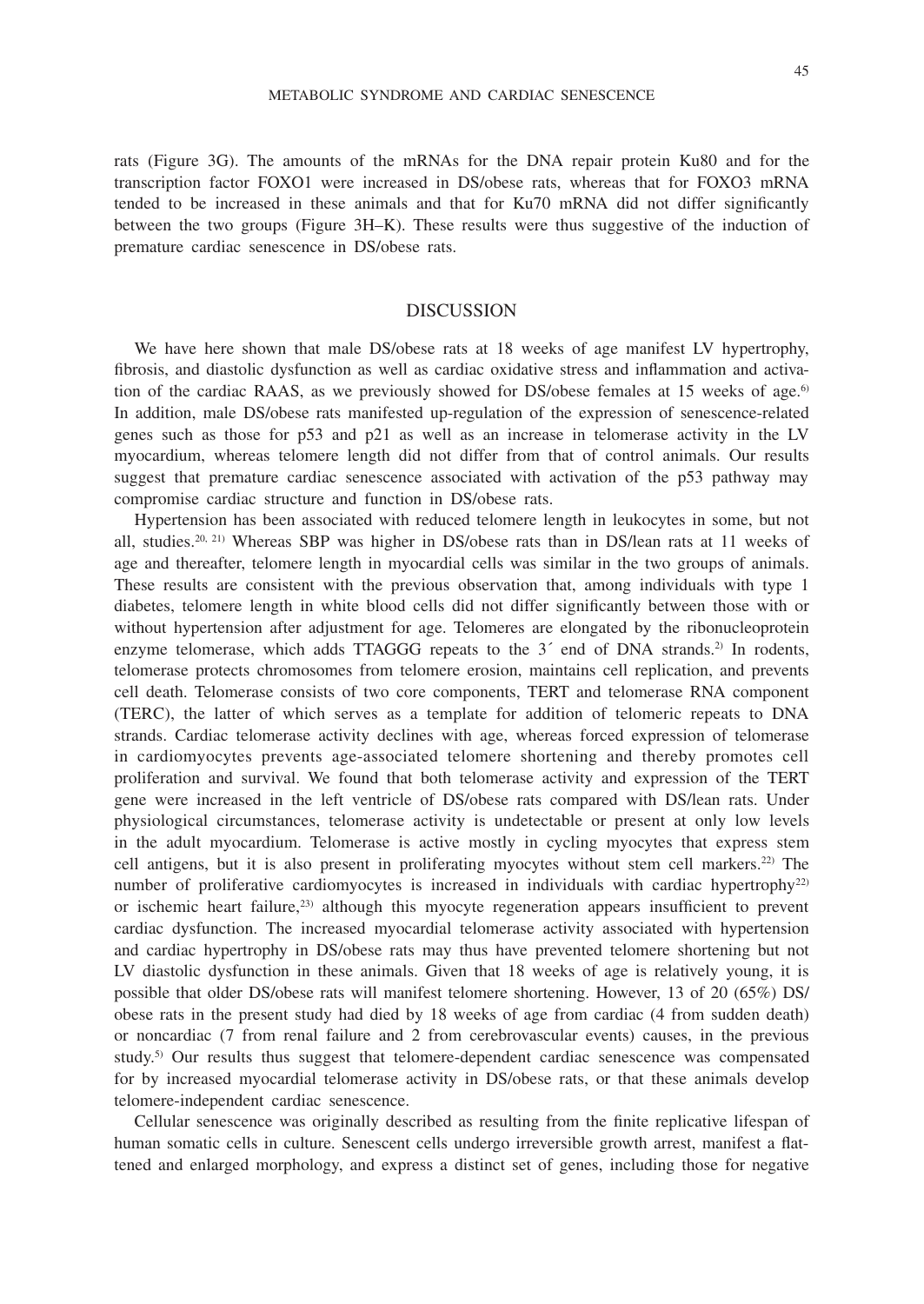rats (Figure 3G). The amounts of the mRNAs for the DNA repair protein Ku80 and for the transcription factor FOXO1 were increased in DS/obese rats, whereas that for FOXO3 mRNA tended to be increased in these animals and that for Ku70 mRNA did not differ significantly between the two groups (Figure 3H–K). These results were thus suggestive of the induction of premature cardiac senescence in DS/obese rats.

## DISCUSSION

We have here shown that male DS/obese rats at 18 weeks of age manifest LV hypertrophy, fibrosis, and diastolic dysfunction as well as cardiac oxidative stress and inflammation and activation of the cardiac RAAS, as we previously showed for DS/obese females at 15 weeks of age.[6] In addition, male DS/obese rats manifested up-regulation of the expression of senescence-related genes such as those for p53 and p21 as well as an increase in telomerase activity in the LV myocardium, whereas telomere length did not differ from that of control animals. Our results suggest that premature cardiac senescence associated with activation of the p53 pathway may compromise cardiac structure and function in DS/obese rats.

Hypertension has been associated with reduced telomere length in leukocytes in some, but not all, studies.[20, 21] Whereas SBP was higher in DS/obese rats than in DS/lean rats at 11 weeks of age and thereafter, telomere length in myocardial cells was similar in the two groups of animals. These results are consistent with the previous observation that, among individuals with type 1 diabetes, telomere length in white blood cells did not differ significantly between those with or without hypertension after adjustment for age. Telomeres are elongated by the ribonucleoprotein enzyme telomerase, which adds TTAGGG repeats to the 3´ end of DNA strands.[2] In rodents, telomerase protects chromosomes from telomere erosion, maintains cell replication, and prevents cell death. Telomerase consists of two core components, TERT and telomerase RNA component (TERC), the latter of which serves as a template for addition of telomeric repeats to DNA strands. Cardiac telomerase activity declines with age, whereas forced expression of telomerase in cardiomyocytes prevents age-associated telomere shortening and thereby promotes cell proliferation and survival. We found that both telomerase activity and expression of the TERT gene were increased in the left ventricle of DS/obese rats compared with DS/lean rats. Under physiological circumstances, telomerase activity is undetectable or present at only low levels in the adult myocardium. Telomerase is active mostly in cycling myocytes that express stem cell antigens, but it is also present in proliferating myocytes without stem cell markers.[22] The number of proliferative cardiomyocytes is increased in individuals with cardiac hypertrophy[22] or ischemic heart failure,[23] although this myocyte regeneration appears insufficient to prevent cardiac dysfunction. The increased myocardial telomerase activity associated with hypertension and cardiac hypertrophy in DS/obese rats may thus have prevented telomere shortening but not LV diastolic dysfunction in these animals. Given that 18 weeks of age is relatively young, it is possible that older DS/obese rats will manifest telomere shortening. However, 13 of 20 (65%) DS/obese rats in the present study had died by 18 weeks of age from cardiac (4 from sudden death) or noncardiac (7 from renal failure and 2 from cerebrovascular events) causes, in the previous study.[5] Our results thus suggest that telomere-dependent cardiac senescence was compensated for by increased myocardial telomerase activity in DS/obese rats, or that these animals develop telomere-independent cardiac senescence.

Cellular senescence was originally described as resulting from the finite replicative lifespan of human somatic cells in culture. Senescent cells undergo irreversible growth arrest, manifest a flattened and enlarged morphology, and express a distinct set of genes, including those for negative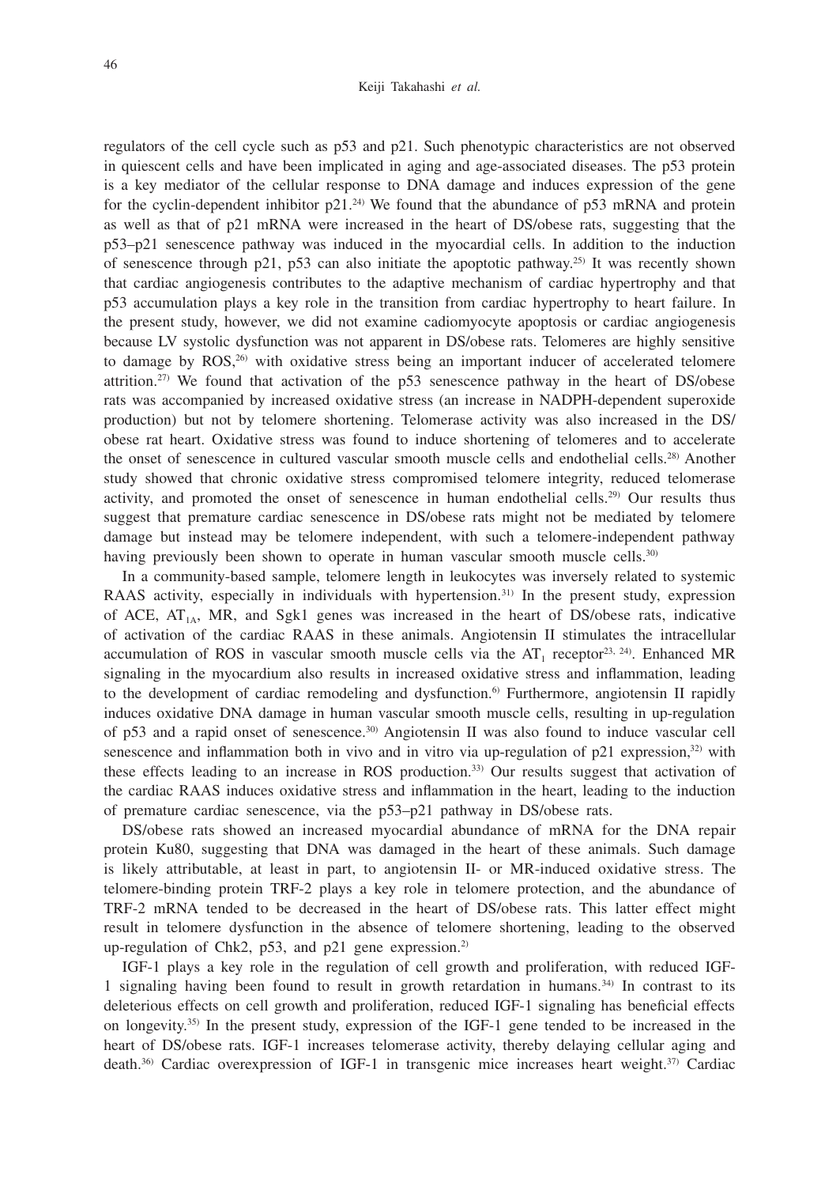regulators of the cell cycle such as p53 and p21. Such phenotypic characteristics are not observed in quiescent cells and have been implicated in aging and age-associated diseases. The p53 protein is a key mediator of the cellular response to DNA damage and induces expression of the gene for the cyclin-dependent inhibitor p21.[24] We found that the abundance of p53 mRNA and protein as well as that of p21 mRNA were increased in the heart of DS/obese rats, suggesting that the p53–p21 senescence pathway was induced in the myocardial cells. In addition to the induction of senescence through p21, p53 can also initiate the apoptotic pathway.[25] It was recently shown that cardiac angiogenesis contributes to the adaptive mechanism of cardiac hypertrophy and that p53 accumulation plays a key role in the transition from cardiac hypertrophy to heart failure. In the present study, however, we did not examine cadiomyocyte apoptosis or cardiac angiogenesis because LV systolic dysfunction was not apparent in DS/obese rats. Telomeres are highly sensitive to damage by ROS,[26] with oxidative stress being an important inducer of accelerated telomere attrition.[27] We found that activation of the p53 senescence pathway in the heart of DS/obese rats was accompanied by increased oxidative stress (an increase in NADPH-dependent superoxide production) but not by telomere shortening. Telomerase activity was also increased in the DS/obese rat heart. Oxidative stress was found to induce shortening of telomeres and to accelerate the onset of senescence in cultured vascular smooth muscle cells and endothelial cells.[28] Another study showed that chronic oxidative stress compromised telomere integrity, reduced telomerase activity, and promoted the onset of senescence in human endothelial cells.[29] Our results thus suggest that premature cardiac senescence in DS/obese rats might not be mediated by telomere damage but instead may be telomere independent, with such a telomere-independent pathway having previously been shown to operate in human vascular smooth muscle cells.[30]

In a community-based sample, telomere length in leukocytes was inversely related to systemic RAAS activity, especially in individuals with hypertension.[31] In the present study, expression of ACE, $AT_{1A}$, MR, and Sgk1 genes was increased in the heart of DS/obese rats, indicative of activation of the cardiac RAAS in these animals. Angiotensin II stimulates the intracellular accumulation of ROS in vascular smooth muscle cells via the $AT_1$ receptor[23, 24]. Enhanced MR signaling in the myocardium also results in increased oxidative stress and inflammation, leading to the development of cardiac remodeling and dysfunction.[6] Furthermore, angiotensin II rapidly induces oxidative DNA damage in human vascular smooth muscle cells, resulting in up-regulation of p53 and a rapid onset of senescence.[30] Angiotensin II was also found to induce vascular cell senescence and inflammation both in vivo and in vitro via up-regulation of p21 expression,[32] with these effects leading to an increase in ROS production.[33] Our results suggest that activation of the cardiac RAAS induces oxidative stress and inflammation in the heart, leading to the induction of premature cardiac senescence, via the p53–p21 pathway in DS/obese rats.

DS/obese rats showed an increased myocardial abundance of mRNA for the DNA repair protein Ku80, suggesting that DNA was damaged in the heart of these animals. Such damage is likely attributable, at least in part, to angiotensin II- or MR-induced oxidative stress. The telomere-binding protein TRF-2 plays a key role in telomere protection, and the abundance of TRF-2 mRNA tended to be decreased in the heart of DS/obese rats. This latter effect might result in telomere dysfunction in the absence of telomere shortening, leading to the observed up-regulation of Chk2, p53, and p21 gene expression.[2]

IGF-1 plays a key role in the regulation of cell growth and proliferation, with reduced IGF-1 signaling having been found to result in growth retardation in humans.[34] In contrast to its deleterious effects on cell growth and proliferation, reduced IGF-1 signaling has beneficial effects on longevity.[35] In the present study, expression of the IGF-1 gene tended to be increased in the heart of DS/obese rats. IGF-1 increases telomerase activity, thereby delaying cellular aging and death.[36] Cardiac overexpression of IGF-1 in transgenic mice increases heart weight.[37] Cardiac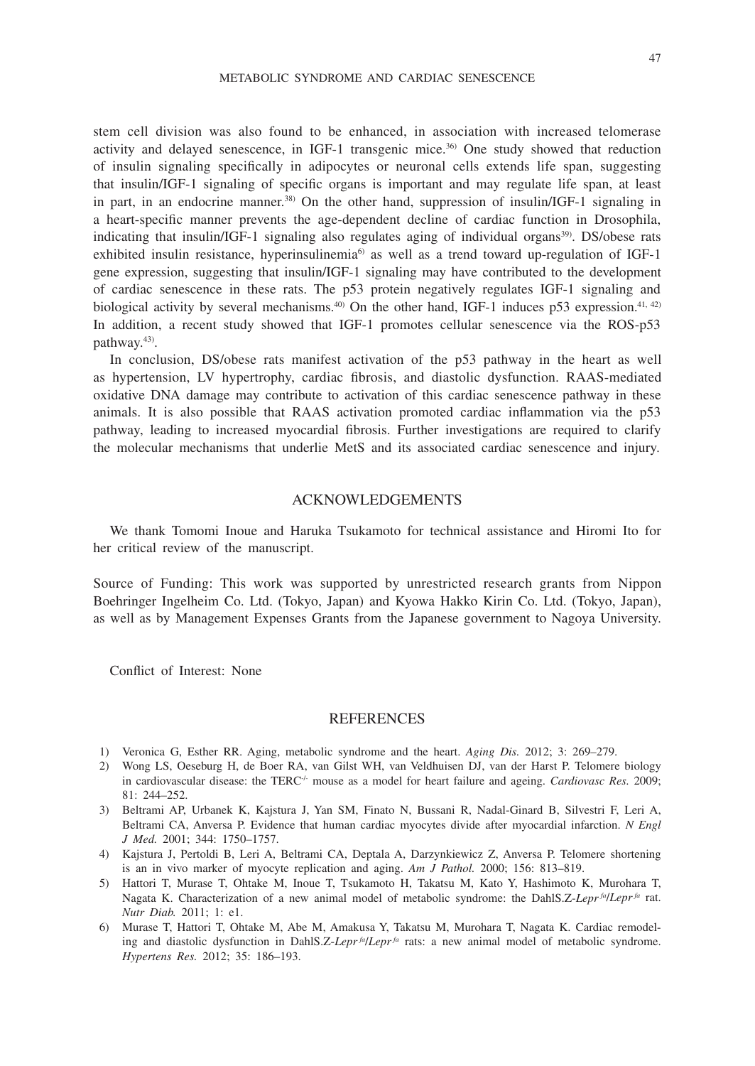stem cell division was also found to be enhanced, in association with increased telomerase activity and delayed senescence, in IGF-1 transgenic mice.[36] One study showed that reduction of insulin signaling specifically in adipocytes or neuronal cells extends life span, suggesting that insulin/IGF-1 signaling of specific organs is important and may regulate life span, at least in part, in an endocrine manner.[38] On the other hand, suppression of insulin/IGF-1 signaling in a heart-specific manner prevents the age-dependent decline of cardiac function in Drosophila, indicating that insulin/IGF-1 signaling also regulates aging of individual organs[39]. DS/obese rats exhibited insulin resistance, hyperinsulinemia[6] as well as a trend toward up-regulation of IGF-1 gene expression, suggesting that insulin/IGF-1 signaling may have contributed to the development of cardiac senescence in these rats. The p53 protein negatively regulates IGF-1 signaling and biological activity by several mechanisms.[40] On the other hand, IGF-1 induces p53 expression.[41, 42] In addition, a recent study showed that IGF-1 promotes cellular senescence via the ROS-p53 pathway.[43].

In conclusion, DS/obese rats manifest activation of the p53 pathway in the heart as well as hypertension, LV hypertrophy, cardiac fibrosis, and diastolic dysfunction. RAAS-mediated oxidative DNA damage may contribute to activation of this cardiac senescence pathway in these animals. It is also possible that RAAS activation promoted cardiac inflammation via the p53 pathway, leading to increased myocardial fibrosis. Further investigations are required to clarify the molecular mechanisms that underlie MetS and its associated cardiac senescence and injury.

## ACKNOWLEDGEMENTS

We thank Tomomi Inoue and Haruka Tsukamoto for technical assistance and Hiromi Ito for her critical review of the manuscript.

Source of Funding: This work was supported by unrestricted research grants from Nippon Boehringer Ingelheim Co. Ltd. (Tokyo, Japan) and Kyowa Hakko Kirin Co. Ltd. (Tokyo, Japan), as well as by Management Expenses Grants from the Japanese government to Nagoya University.

Conflict of Interest: None

## REFERENCES

1) Veronica G, Esther RR. Aging, metabolic syndrome and the heart. *Aging Dis.* 2012; 3: 269–279.
2) Wong LS, Oeseburg H, de Boer RA, van Gilst WH, van Veldhuisen DJ, van der Harst P. Telomere biology in cardiovascular disease: the TERC$^{-/-}$ mouse as a model for heart failure and ageing. *Cardiovasc Res.* 2009; 81: 244–252.
3) Beltrami AP, Urbanek K, Kajstura J, Yan SM, Finato N, Bussani R, Nadal-Ginard B, Silvestri F, Leri A, Beltrami CA, Anversa P. Evidence that human cardiac myocytes divide after myocardial infarction. *N Engl J Med.* 2001; 344: 1750–1757.
4) Kajstura J, Pertoldi B, Leri A, Beltrami CA, Deptala A, Darzynkiewicz Z, Anversa P. Telomere shortening is an in vivo marker of myocyte replication and aging. *Am J Pathol.* 2000; 156: 813–819.
5) Hattori T, Murase T, Ohtake M, Inoue T, Tsukamoto H, Takatsu M, Kato Y, Hashimoto K, Murohara T, Nagata K. Characterization of a new animal model of metabolic syndrome: the DahlS.Z-*Lepr$^{fa}$*/*Lepr$^{fa}$* rat. *Nutr Diab.* 2011; 1: e1.
6) Murase T, Hattori T, Ohtake M, Abe M, Amakusa Y, Takatsu M, Murohara T, Nagata K. Cardiac remodeling and diastolic dysfunction in DahlS.Z-*Lepr$^{fa}$*/*Lepr$^{fa}$* rats: a new animal model of metabolic syndrome. *Hypertens Res.* 2012; 35: 186–193.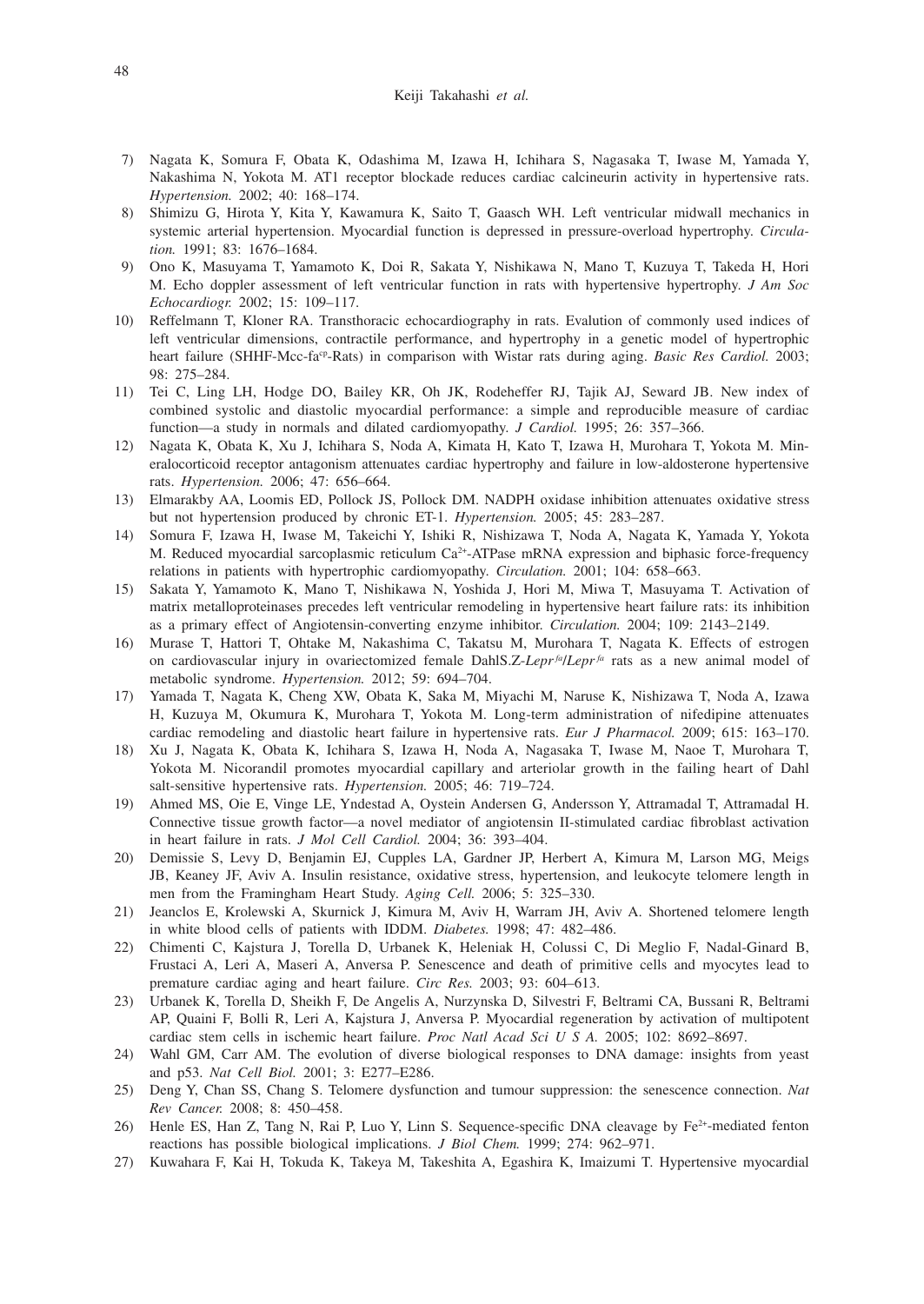7) Nagata K, Somura F, Obata K, Odashima M, Izawa H, Ichihara S, Nagasaka T, Iwase M, Yamada Y, Nakashima N, Yokota M. AT1 receptor blockade reduces cardiac calcineurin activity in hypertensive rats. *Hypertension.* 2002; 40: 168–174.
8) Shimizu G, Hirota Y, Kita Y, Kawamura K, Saito T, Gaasch WH. Left ventricular midwall mechanics in systemic arterial hypertension. Myocardial function is depressed in pressure-overload hypertrophy. *Circulation.* 1991; 83: 1676–1684.
9) Ono K, Masuyama T, Yamamoto K, Doi R, Sakata Y, Nishikawa N, Mano T, Kuzuya T, Takeda H, Hori M. Echo doppler assessment of left ventricular function in rats with hypertensive hypertrophy. *J Am Soc Echocardiogr.* 2002; 15: 109–117.
10) Reffelmann T, Kloner RA. Transthoracic echocardiography in rats. Evalution of commonly used indices of left ventricular dimensions, contractile performance, and hypertrophy in a genetic model of hypertrophic heart failure (SHHF-Mcc-fa$^{cp}$-Rats) in comparison with Wistar rats during aging. *Basic Res Cardiol.* 2003; 98: 275–284.
11) Tei C, Ling LH, Hodge DO, Bailey KR, Oh JK, Rodeheffer RJ, Tajik AJ, Seward JB. New index of combined systolic and diastolic myocardial performance: a simple and reproducible measure of cardiac function—a study in normals and dilated cardiomyopathy. *J Cardiol.* 1995; 26: 357–366.
12) Nagata K, Obata K, Xu J, Ichihara S, Noda A, Kimata H, Kato T, Izawa H, Murohara T, Yokota M. Mineralocorticoid receptor antagonism attenuates cardiac hypertrophy and failure in low-aldosterone hypertensive rats. *Hypertension.* 2006; 47: 656–664.
13) Elmarakby AA, Loomis ED, Pollock JS, Pollock DM. NADPH oxidase inhibition attenuates oxidative stress but not hypertension produced by chronic ET-1. *Hypertension.* 2005; 45: 283–287.
14) Somura F, Izawa H, Iwase M, Takeichi Y, Ishiki R, Nishizawa T, Noda A, Nagata K, Yamada Y, Yokota M. Reduced myocardial sarcoplasmic reticulum $Ca^{2+}$-ATPase mRNA expression and biphasic force-frequency relations in patients with hypertrophic cardiomyopathy. *Circulation.* 2001; 104: 658–663.
15) Sakata Y, Yamamoto K, Mano T, Nishikawa N, Yoshida J, Hori M, Miwa T, Masuyama T. Activation of matrix metalloproteinases precedes left ventricular remodeling in hypertensive heart failure rats: its inhibition as a primary effect of Angiotensin-converting enzyme inhibitor. *Circulation.* 2004; 109: 2143–2149.
16) Murase T, Hattori T, Ohtake M, Nakashima C, Takatsu M, Murohara T, Nagata K. Effects of estrogen on cardiovascular injury in ovariectomized female DahlS.Z-*Lepr$^{fa}$/Lepr$^{fa}$* rats as a new animal model of metabolic syndrome. *Hypertension.* 2012; 59: 694–704.
17) Yamada T, Nagata K, Cheng XW, Obata K, Saka M, Miyachi M, Naruse K, Nishizawa T, Noda A, Izawa H, Kuzuya M, Okumura K, Murohara T, Yokota M. Long-term administration of nifedipine attenuates cardiac remodeling and diastolic heart failure in hypertensive rats. *Eur J Pharmacol.* 2009; 615: 163–170.
18) Xu J, Nagata K, Obata K, Ichihara S, Izawa H, Noda A, Nagasaka T, Iwase M, Naoe T, Murohara T, Yokota M. Nicorandil promotes myocardial capillary and arteriolar growth in the failing heart of Dahl salt-sensitive hypertensive rats. *Hypertension.* 2005; 46: 719–724.
19) Ahmed MS, Oie E, Vinge LE, Yndestad A, Oystein Andersen G, Andersson Y, Attramadal T, Attramadal H. Connective tissue growth factor—a novel mediator of angiotensin II-stimulated cardiac fibroblast activation in heart failure in rats. *J Mol Cell Cardiol.* 2004; 36: 393–404.
20) Demissie S, Levy D, Benjamin EJ, Cupples LA, Gardner JP, Herbert A, Kimura M, Larson MG, Meigs JB, Keaney JF, Aviv A. Insulin resistance, oxidative stress, hypertension, and leukocyte telomere length in men from the Framingham Heart Study. *Aging Cell.* 2006; 5: 325–330.
21) Jeanclos E, Krolewski A, Skurnick J, Kimura M, Aviv H, Warram JH, Aviv A. Shortened telomere length in white blood cells of patients with IDDM. *Diabetes.* 1998; 47: 482–486.
22) Chimenti C, Kajstura J, Torella D, Urbanek K, Heleniak H, Colussi C, Di Meglio F, Nadal-Ginard B, Frustaci A, Leri A, Maseri A, Anversa P. Senescence and death of primitive cells and myocytes lead to premature cardiac aging and heart failure. *Circ Res.* 2003; 93: 604–613.
23) Urbanek K, Torella D, Sheikh F, De Angelis A, Nurzynska D, Silvestri F, Beltrami CA, Bussani R, Beltrami AP, Quaini F, Bolli R, Leri A, Kajstura J, Anversa P. Myocardial regeneration by activation of multipotent cardiac stem cells in ischemic heart failure. *Proc Natl Acad Sci U S A.* 2005; 102: 8692–8697.
24) Wahl GM, Carr AM. The evolution of diverse biological responses to DNA damage: insights from yeast and p53. *Nat Cell Biol.* 2001; 3: E277–E286.
25) Deng Y, Chan SS, Chang S. Telomere dysfunction and tumour suppression: the senescence connection. *Nat Rev Cancer.* 2008; 8: 450–458.
26) Henle ES, Han Z, Tang N, Rai P, Luo Y, Linn S. Sequence-specific DNA cleavage by $Fe^{2+}$-mediated fenton reactions has possible biological implications. *J Biol Chem.* 1999; 274: 962–971.
27) Kuwahara F, Kai H, Tokuda K, Takeya M, Takeshita A, Egashira K, Imaizumi T. Hypertensive myocardial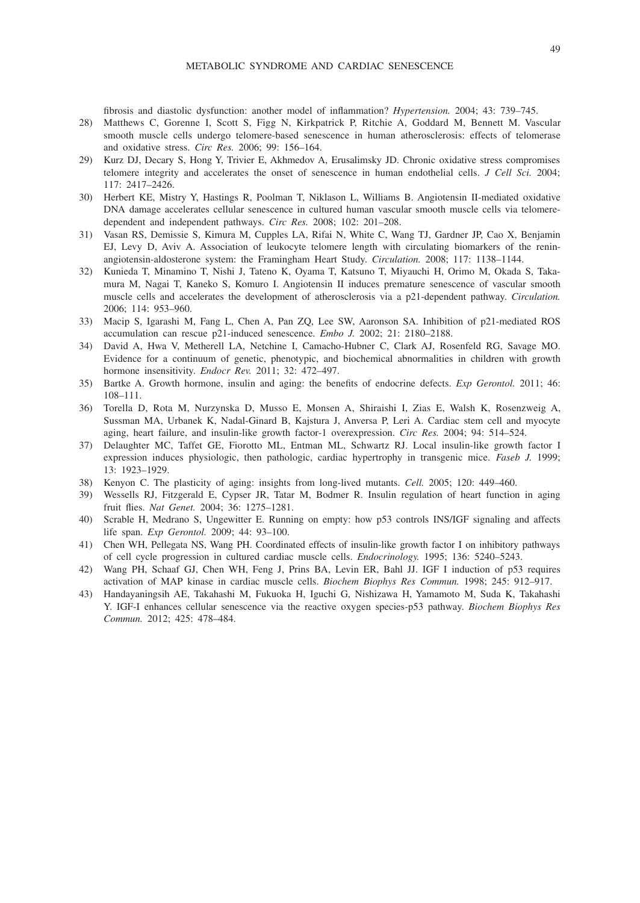fibrosis and diastolic dysfunction: another model of inflammation? *Hypertension.* 2004; 43: 739–745.

28) Matthews C, Gorenne I, Scott S, Figg N, Kirkpatrick P, Ritchie A, Goddard M, Bennett M. Vascular smooth muscle cells undergo telomere-based senescence in human atherosclerosis: effects of telomerase and oxidative stress. *Circ Res.* 2006; 99: 156–164.
29) Kurz DJ, Decary S, Hong Y, Trivier E, Akhmedov A, Erusalimsky JD. Chronic oxidative stress compromises telomere integrity and accelerates the onset of senescence in human endothelial cells. *J Cell Sci.* 2004; 117: 2417–2426.
30) Herbert KE, Mistry Y, Hastings R, Poolman T, Niklason L, Williams B. Angiotensin II-mediated oxidative DNA damage accelerates cellular senescence in cultured human vascular smooth muscle cells via telomere-dependent and independent pathways. *Circ Res.* 2008; 102: 201–208.
31) Vasan RS, Demissie S, Kimura M, Cupples LA, Rifai N, White C, Wang TJ, Gardner JP, Cao X, Benjamin EJ, Levy D, Aviv A. Association of leukocyte telomere length with circulating biomarkers of the renin-angiotensin-aldosterone system: the Framingham Heart Study. *Circulation.* 2008; 117: 1138–1144.
32) Kunieda T, Minamino T, Nishi J, Tateno K, Oyama T, Katsuno T, Miyauchi H, Orimo M, Okada S, Takamura M, Nagai T, Kaneko S, Komuro I. Angiotensin II induces premature senescence of vascular smooth muscle cells and accelerates the development of atherosclerosis via a p21-dependent pathway. *Circulation.* 2006; 114: 953–960.
33) Macip S, Igarashi M, Fang L, Chen A, Pan ZQ, Lee SW, Aaronson SA. Inhibition of p21-mediated ROS accumulation can rescue p21-induced senescence. *Embo J.* 2002; 21: 2180–2188.
34) David A, Hwa V, Metherell LA, Netchine I, Camacho-Hubner C, Clark AJ, Rosenfeld RG, Savage MO. Evidence for a continuum of genetic, phenotypic, and biochemical abnormalities in children with growth hormone insensitivity. *Endocr Rev.* 2011; 32: 472–497.
35) Bartke A. Growth hormone, insulin and aging: the benefits of endocrine defects. *Exp Gerontol.* 2011; 46: 108–111.
36) Torella D, Rota M, Nurzynska D, Musso E, Monsen A, Shiraishi I, Zias E, Walsh K, Rosenzweig A, Sussman MA, Urbanek K, Nadal-Ginard B, Kajstura J, Anversa P, Leri A. Cardiac stem cell and myocyte aging, heart failure, and insulin-like growth factor-1 overexpression. *Circ Res.* 2004; 94: 514–524.
37) Delaughter MC, Taffet GE, Fiorotto ML, Entman ML, Schwartz RJ. Local insulin-like growth factor I expression induces physiologic, then pathologic, cardiac hypertrophy in transgenic mice. *Faseb J.* 1999; 13: 1923–1929.
38) Kenyon C. The plasticity of aging: insights from long-lived mutants. *Cell.* 2005; 120: 449–460.
39) Wessells RJ, Fitzgerald E, Cypser JR, Tatar M, Bodmer R. Insulin regulation of heart function in aging fruit flies. *Nat Genet.* 2004; 36: 1275–1281.
40) Scrable H, Medrano S, Ungewitter E. Running on empty: how p53 controls INS/IGF signaling and affects life span. *Exp Gerontol.* 2009; 44: 93–100.
41) Chen WH, Pellegata NS, Wang PH. Coordinated effects of insulin-like growth factor I on inhibitory pathways of cell cycle progression in cultured cardiac muscle cells. *Endocrinology.* 1995; 136: 5240–5243.
42) Wang PH, Schaaf GJ, Chen WH, Feng J, Prins BA, Levin ER, Bahl JJ. IGF I induction of p53 requires activation of MAP kinase in cardiac muscle cells. *Biochem Biophys Res Commun.* 1998; 245: 912–917.
43) Handayaningsih AE, Takahashi M, Fukuoka H, Iguchi G, Nishizawa H, Yamamoto M, Suda K, Takahashi Y. IGF-I enhances cellular senescence via the reactive oxygen species-p53 pathway. *Biochem Biophys Res Commun.* 2012; 425: 478–484.